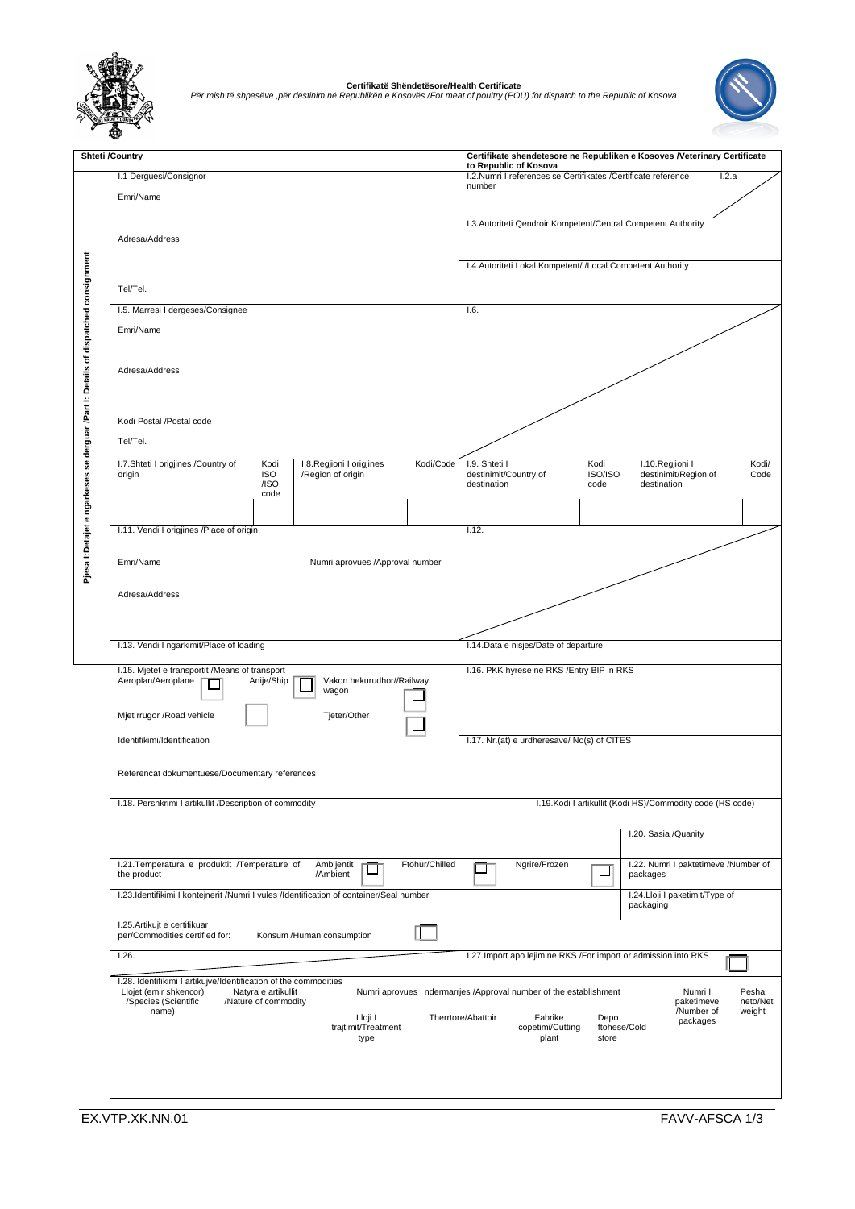**Certifikatë Shëndetësore/Health Certificate**

*Për mish të shpesëve ,për destinim në Republikën e Kosovës /For meat of poultry (POU) for dispatch to the Republic of Kosova*

| Shteti /Country | Certifikate shendetesore ne Republiken e Kosoves /Veterinary Certificate to Republic of Kosova |
|---|---|

**Pjesa I:Detajet e ngarkeses se derguar /Part I: Details of dispatched consignment**

| | |
|---|---|
| I.1 Derguesi/Consignor<br>Emri/Name<br>Adresa/Address<br>Tel/Tel. | I.2.Numri I references se Certifikates /Certificate reference number — I.2.a<br>I.3.Autoriteti Qendroir Kompetent/Central Competent Authority<br>I.4.Autoriteti Lokal Kompetent/ /Local Competent Authority |
| I.5. Marresi I dergeses/Consignee<br>Emri/Name<br>Adresa/Address<br>Kodi Postal /Postal code<br>Tel/Tel. | I.6. |
| I.7.Shteti I origjines /Country of origin — Kodi ISO /ISO code<br>I.8.Regjioni I origjines /Region of origin — Kodi/Code | I.9. Shteti I destinimit/Country of destination — Kodi ISO/ISO code<br>I.10.Regjioni I destinimit/Region of destination — Kodi/ Code |
| I.11. Vendi I origjines /Place of origin<br>Emri/Name — Numri aprovues /Approval number<br>Adresa/Address | I.12. |
| I.13. Vendi I ngarkimit/Place of loading | I.14.Data e nisjes/Date of departure |
| I.15. Mjetet e transportit /Means of transport<br>Aeroplan/Aeroplane ☐ Anije/Ship ☐ Vakon hekurudhor//Railway wagon ☐<br>Mjet rrugor /Road vehicle ☐ Tjeter/Other ☐<br>Identifikimi/Identification<br>Referencat dokumentuese/Documentary references | I.16. PKK hyrese ne RKS /Entry BIP in RKS<br>I.17. Nr.(at) e urdheresave/ No(s) of CITES |
| I.18. Pershkrimi I artikullit /Description of commodity | I.19.Kodi I artikullit (Kodi HS)/Commodity code (HS code)<br>I.20. Sasia /Quanity |
| I.21.Temperatura e produktit /Temperature of the product — Ambijentit /Ambient ☐ Ftohur/Chilled ☐ Ngrire/Frozen ☐ | I.22. Numri I paktetimeve /Number of packages |
| I.23.Identifikimi I kontejnerit /Numri I vules /Identification of container/Seal number | I.24.Lloji I paketimit/Type of packaging |
| I.25.Artikujt e certifikuar per/Commodities certified for: Konsum /Human consumption ☐ | |
| I.26. | I.27.Import apo lejim ne RKS /For import or admission into RKS ☐ |

I.28. Identifikimi I artikujve/Identification of the commodities

| Llojet (emir shkencor) /Species (Scientific name) | Natyra e artikullit /Nature of commodity | Lloji I trajtimit/Treatment type | Therrtore/Abattoir | Fabrike copetimi/Cutting plant | Depo ftohese/Cold store | Numri I paketimeve /Number of packages | Pesha neto/Net weight |
|---|---|---|---|---|---|---|---|
| | | | | | | | |

Numri aprovues I ndermarrjes /Approval number of the establishment

EX.VTP.XK.NN.01 FAVV-AFSCA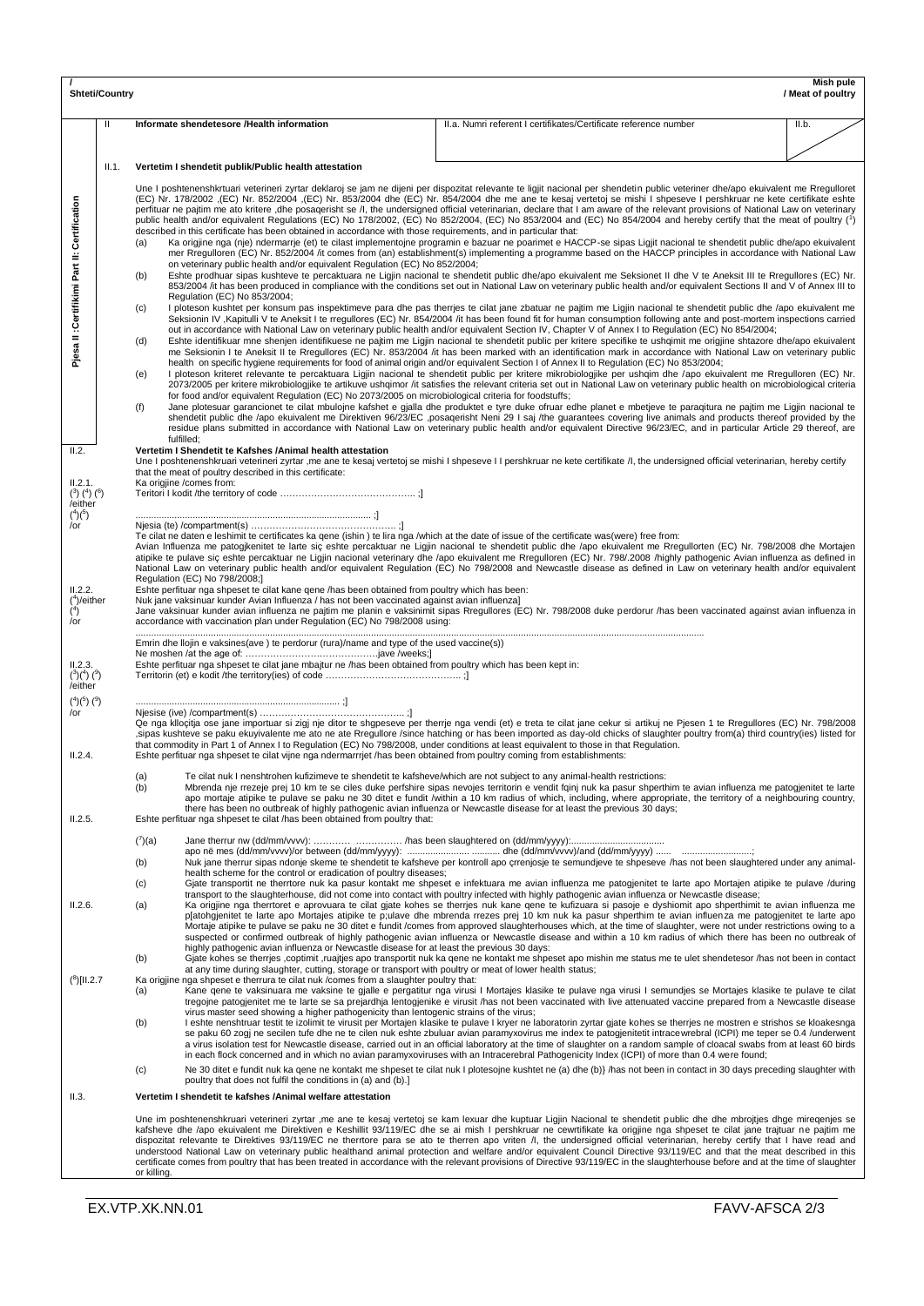/ Shteti/Country

Mish pule / Meat of poultry

| II | Informate shendetesore /Health information | II.a. Numri referent I certifikates/Certificate reference number | II.b. |
|---|---|---|---|

**Pjesa II :Certifikimi Part II: Certification**

**II.1. Vertetim I shendetit publik/Public health attestation**

Une I poshtenenshkrtuari veterineri zyrtar deklaroj se jam ne dijeni per dispozitat relevante te ligjit nacional per shendetin public veteriner dhe/apo ekuivalent me Rregulloret (EC) Nr. 178/2002 ,(EC) Nr. 852/2004 ,(EC) Nr. 853/2004 dhe (EC) Nr. 854/2004 dhe me ane te kesaj vertetoj se mishi I shpeseve I pershkruar ne kete certifikate eshte perfituar ne pajtim me ato kritere ,dhe posaqerisht se /I, the undersigned official veterinarian, declare that I am aware of the relevant provisions of National Law on veterinary public health and/or equivalent Regulations (EC) No 178/2002, (EC) No 852/2004, (EC) No 853/2004 and (EC) No 854/2004 and hereby certify that the meat of poultry ([2]) described in this certificate has been obtained in accordance with those requirements, and in particular that:

(a) Ka origjine nga (nje) ndermarrje (et) te cilast implementojne programin e bazuar ne poarimet e HACCP-se sipas Ligjit nacional te shendetit public dhe/apo ekuivalent mer Rregulloren (EC) Nr. 852/2004 /it comes from (an) establishment(s) implementing a programme based on the HACCP principles in accordance with National Law on veterinary public health and/or equivalent Regulation (EC) No 852/2004;

(b) Eshte prodhuar sipas kushteve te percaktuara ne Ligjin nacional te shendetit public dhe/apo ekuivalent me Seksionet II dhe V te Aneksit III te Rregullores (EC) Nr. 853/2004 /it has been produced in compliance with the conditions set out in National Law on veterinary public health and/or equivalent Sections II and V of Annex III to Regulation (EC) No 853/2004;

(c) I ploteson kushtet per konsum pas inspektimeve para dhe pas therrjes te cilat jane zbatuar ne pajtim me Ligjin nacional te shendetit public dhe /apo ekuivalent me Seksionin IV ,Kapitulli V te Aneksit I te rregullores (EC) Nr. 854/2004 /it has been found fit for human consumption following ante and post-mortem inspections carried out in accordance with National Law on veterinary public health and/or equivalent Section IV, Chapter V of Annex I to Regulation (EC) No 854/2004;

(d) Eshte identifikuar me shenjen identifikuese ne pajtim me Ligjin nacional te shendetit public per kritere specifike te ushqimit me origjine shtazore dhe/apo ekuivalent me Seksionin I te Aneksit II te Rregullores (EC) Nr. 853/2004 /it has been marked with an identification mark in accordance with National Law on veterinary public health on specific hygiene requirements for food of animal origin and/or equivalent Section I of Annex II to Regulation (EC) No 853/2004;

(e) I ploteson kriteret relevante te percaktuara Ligjin nacional te shendetit public per kritere mikrobiologjike per ushqim dhe /apo ekuivalent me Rregulloren (EC) Nr. 2073/2005 per kritere mikrobiologjike te artikuve ushqimor /it satisfies the relevant criteria set out in National Law on veterinary public health on microbiological criteria for food and/or equivalent Regulation (EC) No 2073/2005 on microbiological criteria for foodstuffs;

(f) Jane plotesuar garancionet te cilat mbulojne kafshet e gjalla dhe produktet e tyre duke ofruar edhe planet e mbetjeve te paraqitura ne pajtim me Ligjin nacional te shendetit public dhe /apo ekuivalent me Direktiven 96/23/EC ,posaqerisht Neni 29 I saj /the guarantees covering live animals and products thereof provided by the residue plans submitted in accordance with National Law on veterinary public health and/or equivalent Directive 96/23/EC, and in particular Article 29 thereof, are fulfilled;

**II.2. Vertetim I Shendetit te Kafshes /Animal health attestation**

Une I poshtenenshkruari veterineri zyrtar ,me ane te kesaj vertetoj se mishi I shpeseve I I pershkruar ne kete certifikate /I, the undersigned official veterinarian, hereby certify that the meat of poultry described in this certificate:

II.2.1. ([3]) ([4]) ([5]) /either ([4])([6]) /or

Ka origjine /comes from:

Teritori I kodit /the territory of code …………………………………….. ;]

…………………………………………………………………………… ;]

Njesia (te) /compartment(s) ……………………………………….. ;]

Te cilat ne daten e leshimit te certifikates ka qene (ishin ) te lira nga /which at the date of issue of the certificate was(were) free from:

Avian Influenza me patogjkenitet te larte siç eshte percaktuar ne Ligjin nacional te shendetit public dhe /apo ekuivalent me Rregullorten (EC) Nr. 798/2008 dhe Mortajen atipike te pulave siç eshte percaktuar ne Ligjin nacional veterinary dhe /apo ekuivalent me Rregulloren (EC) Nr. 798/.2008 /highly pathogenic Avian influenza as defined in National Law on veterinary public health and/or equivalent Regulation (EC) No 798/2008 and Newcastle disease as defined in Law on veterinary health and/or equivalent Regulation (EC) No 798/2008;]

II.2.2. ([4])/either ([4]) /or

Eshte perfituar nga shpeset te cilat kane qene /has been obtained from poultry which has been:

Nuk jane vaksinuar kunder Avian Influenza / has not been vaccinated against avian influenza]

Jane vaksinuar kunder avian influenza ne pajtim me planin e vaksinimit sipas Rregullores (EC) Nr. 798/2008 duke perdorur /has been vaccinated against avian influenza in accordance with vaccination plan under Regulation (EC) No 798/2008 using:

……………………………………………………………………………………………………………………………………………

Emrin dhe llojin e vaksines(ave ) te perdorur (rura)/name and type of the used vaccine(s))

Ne moshen /at the age of: ……………………………………jave /weeks;]

II.2.3. ([3])([4]) ([5]) /either ([4])([6]) ([5]) /or

Eshte perfituar nga shpeset te cilat jane mbajtur ne /has been obtained from poultry which has been kept in:

Territorin (et) e kodit /the territory(ies) of code …………………………………….. ;]

…………………………………………………………… ;]

Njesise (ive) /compartment(s) ……………………………………….. ;]

Qe nga klloçitja ose jane importuar si zigj nje ditor te shgpeseve per therrje nga vendi (et) e treta te cilat jane cekur si artikuj ne Pjesen 1 te Rregullores (EC) Nr. 798/2008 ,sipas kushteve se paku ekuyivalente me ato ne ate Rregullore /since hatching or has been imported as day-old chicks of slaughter poultry from(a) third country(ies) listed for that commodity in Part 1 of Annex I to Regulation (EC) No 798/2008, under conditions at least equivalent to those in that Regulation.

II.2.4. Eshte perfituar nga shpeset te cilat vijne nga ndermarrrjet /has been obtained from poultry coming from establishments:

(a) Te cilat nuk I nenshtrohen kufizimeve te shendetit te kafsheve/which are not subject to any animal-health restrictions:

(b) Mbrenda nje rrezeje prej 10 km te se ciles duke perfshire sipas nevojes territorin e vendit fqinj nuk ka pasur shperthim te avian influenza me patogjenitet te larte apo mortaje atipike te pulave se paku ne 30 ditet e fundit /within a 10 km radius of which, including, where appropriate, the territory of a neighbouring country, there has been no outbreak of highly pathogenic avian influenza or Newcastle disease for at least the previous 30 days;

II.2.5. Eshte perfituar nga shpeset te cilat /has been obtained from poultry that:

([7])(a) Jane therrur nw (dd/mm/vvvv): ………… …………… /has been slaughtered on (dd/mm/yyyy):………………………………
apo në mes (dd/mm/vvvv)/or between (dd/mm/yyyy): …………………… ………… dhe (dd/mm/vvvv)/and (dd/mm/yyyy) …… ……………………;

(b) Nuk jane therrur sipas ndonje skeme te shendetit te kafsheve per kontroll apo çrrenjosje te semundjeve te shpeseve /has not been slaughtered under any animal-health scheme for the control or eradication of poultry diseases;

(c) Gjate transportit ne therrtore nuk ka pasur kontakt me shpeset e infektuara me avian influenza me patogjenitet te larte apo Mortajen atipike te pulave /during transport to the slaughterhouse, did not come into contact with poultry infected with highly pathogenic avian influenza or Newcastle disease;

II.2.6. (a) Ka origjine nga therrtoret e aprovuara te cilat gjate kohes se therrjes nuk kane qene te kufizuara si pasoje e dyshimit apo shperthimit te avian influenza me p[atohgjenitet te larte apo Mortajes atipike te p;ulave dhe mbrenda rrezes prej 10 km nuk ka pasur shperthim te avian influenza me patogjenitet te larte apo Mortaje atipike te pulave se paku ne 30 ditet e fundit /comes from approved slaughterhouses which, at the time of slaughter, were not under restrictions owing to a suspected or confirmed outbreak of highly pathogenic avian influenza or Newcastle disease and within a 10 km radius of which there has been no outbreak of highly pathogenic avian influenza or Newcastle disease for at least the previous 30 days:

(b) Gjate kohes se therrjes ,coptimit ,ruajtjes apo transportit nuk ka qene ne kontakt me shpeset apo mishin me status me te ulet shendetesor /has not been in contact at any time during slaughter, cutting, storage or transport with poultry or meat of lower health status;

([8])[II.2.7 Ka origjine nga shpeset e therrura te cilat nuk /comes from a slaughter poultry that:

(a) Kane qene te vaksinuara me vaksine te gjalle e pergatitur nga virusi I Mortajes klasike te pulave nga virusi I semundjes se Mortajes klasike te pulave te cilat tregojne patogjenitet me te larte se sa prejardhja lentogjenike e virusit /has not been vaccinated with live attenuated vaccine prepared from a Newcastle disease virus master seed showing a higher pathogenicity than lentogenic strains of the virus;

(b) I eshte nenshtruar testit te izolimit te virusit per Mortajen klasike te pulave I kryer ne laboratorin zyrtar gjate kohes se therrjes ne mostren e strishos se kloakesnga se paku 60 zogj ne secilin tufe dhe ne te cilen nuk eshte zbuluar avian paramyxovirus me index te patogjenitetit intracewrebral (ICPI) me teper se 0.4 /underwent a virus isolation test for Newcastle disease, carried out in an official laboratory at the time of slaughter on a random sample of cloacal swabs from at least 60 birds in each flock concerned and in which no avian paramyxoviruses with an Intracerebral Pathogenicity Index (ICPI) of more than 0.4 were found;

(c) Ne 30 ditet e fundit nuk ka qene ne kontakt me shpeset te cilat nuk I plotesojne kushtet ne (a) dhe (b)} /has not been in contact in 30 days preceding slaughter with poultry that does not fulfil the conditions in (a) and (b).]

**II.3. Vertetim I shendetit te kafshes /Animal welfare attestation**

Une im poshtenenshkruari veterineri zyrtar ,me ane te kesaj vertetoj se kam lexuar dhe kuptuar Ligjin Nacional te shendetit public dhe dhe mbrojtjes dhge mireqenjes se kafsheve dhe /apo ekuivalent me Direktiven e Keshillit 93/119/EC dhe se ai mish I pershkruar ne cewrtifikate ka origjine nga shpeset te cilat jane trajtuar ne pajtim me dispozitat relevante te Direktives 93/119/EC ne therrtore para se ato te therren apo vriten /I, the undersigned official veterinarian, hereby certify that I have read and understood National Law on veterinary public healthand animal protection and welfare and/or equivalent Council Directive 93/119/EC and that the meat described in this certificate comes from poultry that has been treated in accordance with the relevant provisions of Directive 93/119/EC in the slaughterhouse before and at the time of slaughter or killing.

EX.VTP.XK.NN.01

FAVV-AFSCA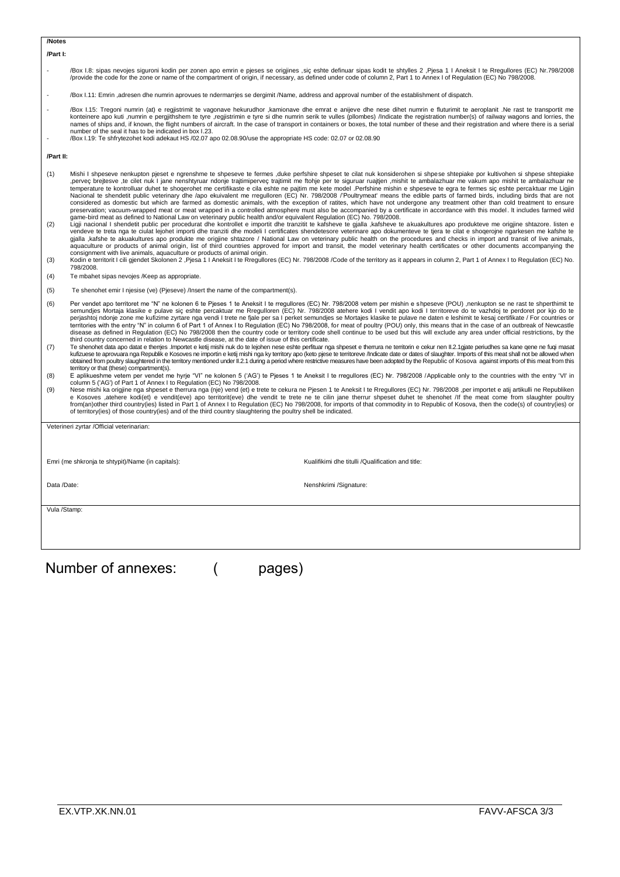**/Notes**

**/Part I:**

- /Box I.8: sipas nevojes siguroni kodin per zonen apo emrin e pjeses se origjines ,siç eshte definuar sipas kodit te shtylles 2 ,Pjesa 1 I Aneksit I te Rregullores (EC) Nr.798/2008 /provide the code for the zone or name of the compartment of origin, if necessary, as defined under code of column 2, Part 1 to Annex I of Regulation (EC) No 798/2008.
- /Box I.11: Emrin ,adresen dhe numrin aprovues te ndermarrjes se dergimit /Name, address and approval number of the establishment of dispatch.
- /Box I.15: Tregoni numrin (at) e regjistrimit te vagonave hekurudhor ,kamionave dhe emrat e anijeve dhe nese dihet numrin e fluturimit te aeroplanit .Ne rast te transportit me konteinere apo kuti ,numrin e pergjithshem te tyre ,regjistrimin e tyre si dhe numrin serik te vulles (pllombes) /Indicate the registration number(s) of railway wagons and lorries, the names of ships and, if known, the flight numbers of aircraft. In the case of transport in containers or boxes, the total number of these and their registration and where there is a serial number of the seal it has to be indicated in box I.23.
- /Box I.19: Te shfrytezohet kodi adekaut HS /02.07 apo 02.08.90/use the appropriate HS code: 02.07 or 02.08.90

**/Part II:**

(1) Mishi I shpeseve nenkupton pjeset e ngrenshme te shpeseve te fermes ,duke perfshire shpeset te cilat nuk konsiderohen si shpese shtepiake por kultivohen si shpese shtepiake ,perveç brejtesve ,te cilet nuk I jane nenshtyruar ndonje trajtimiperveç trajtimit me ftohje per te siguruar ruajtjen ,mishit te ambalazhuar me vakum apo mishit te ambalazhuar ne temperature te kontrolluar duhet te shoqerohet me certifikaste e cila eshte ne pajtim me kete model .Perfshine mishin e shpeseve te egra te fermes siç eshte percaktuar me Ligjin Nacional te shendetit public veterinary dhe /apo ekuivalent me rregulloren (EC) Nr. 798/2008 /'Poultrymeat' means the edible parts of farmed birds, including birds that are not considered as domestic but which are farmed as domestic animals, with the exception of ratites, which have not undergone any treatment other than cold treatment to ensure preservation; vacuum-wrapped meat or meat wrapped in a controlled atmosphere must also be accompanied by a certificate in accordance with this model. It includes farmed wild game-bird meat as defined to National Law on veterinary public health and/or equivalent Regulation (EC) No. 798/2008.

(2) Ligji nacional I shendetit public per procedurat dhe kontrollet e importit dhe tranzitit te kafsheve te gjalla ,kafsheve te akuakultures apo produkteve me origjine shtazore. listen e vendeve te treta nga te ciulat lejohet importi dhe tranziti dhe modeli I certificates shendetesore veterinare apo dokumenteve te tjera te cilat e shoqerojne ngarkesen me kafshe te gjalla ,kafshe te akuakultures apo produkte me origjine shtazore / National Law on veterinary public health on the procedures and checks in import and transit of live animals, aquaculture or products of animal origin, list of third countries approved for import and transit, the model veterinary health certificates or other documents accompanying the consignment with live animals, aquaculture or products of animal origin.

(3) Kodin e territorit I cili gjendet Skolonen 2 ,Pjesa 1 I Aneksit I te Rregullores (EC) Nr. 798/2008 /Code of the territory as it appears in column 2, Part 1 of Annex I to Regulation (EC) No. 798/2008.

(4) Te mbahet sipas nevojes /Keep as appropriate.

(5) Te shenohet emir I njesise (ve) (Pjeseve) /Insert the name of the compartment(s).

(6) Per vendet apo territoret me "N" ne kolonen 6 te Pjeses 1 te Aneksit I te rregullores (EC) Nr. 798/2008 vetem per mishin e shpeseve (POU) ,nenkupton se ne rast te shperthimit te semundjes Mortaja klasike e pulave siç eshte percaktuar me Rregulloren (EC) Nr. 798/2008 atehere kodi I vendit apo kodi I territoreve do te vazhdoj te perdoret por kjo do te perjashtoj ndonje zone me kufizime zyrtare nga vendi I trete ne fjale per sa I perket semundjes se Mortajes klasike te pulave ne daten e leshimit te kesaj certifikate / For countries or territories with the entry "N" in column 6 of Part 1 of Annex I to Regulation (EC) No 798/2008, for meat of poultry (POU) only, this means that in the case of an outbreak of Newcastle disease as defined in Regulation (EC) No 798/2008 then the country code or territory code shell continue to be used but this will exclude any area under official restrictions, by the third country concerned in relation to Newcastle disease, at the date of issue of this certificate.

(7) Te shenohet data apo datat e therrjes .Importet e ketij mishi nuk do te lejohen nese eshte perfituar nga shpeset e therrura ne territorin e cekur nen II.2.1gjate periudhes sa kane qene ne fuqi masat kufizuese te aprovuara nga Republik e Kosoves ne importin e ketij mishi nga ky territory apo (keto pjese te territoreve /Indicate date or dates of slaughter. Imports of this meat shall not be allowed when obtained from poultry slaughtered in the territory mentioned under II.2.1 during a period where restrictive measures have been adopted by the Republic of Kosova against imports of this meat from this territory or that (these) compartment(s).

(8) E aplikueshme vetem per vendet me hyrje "VI" ne kolonen 5 ('AG') te Pjeses 1 te Aneksit I te rregullores (EC) Nr. 798/2008 /Applicable only to the countries with the entry 'VI' in column 5 ('AG') of Part 1 of Annex I to Regulation (EC) No 798/2008.

(9) Nese mishi ka origjine nga shpeset e therrura nga (nje) vend (et) e trete te cekura ne Pjesen 1 te Aneksit I te Rregullores (EC) Nr. 798/2008 ,per importet e atij artikulli ne Republiken e Kosoves ,atehere kodi(et) e vendit(eve) apo territorit(eve) dhe vendit te trete ne te cilin jane therrur shpeset duhet te shenohet /If the meat come from slaughter poultry from(an)other third country(ies) listed in Part 1 of Annex I to Regulation (EC) No 798/2008, for imports of that commodity in to Republic of Kosova, then the code(s) of country(ies) or of territory(ies) of those country(ies) and of the third country slaughtering the poultry shell be indicated.

Veterineri zyrtar /Official veterinarian:

| | |
|---|---|
| Emri (me shkronja te shtypit)/Name (in capitals): | Kualifikimi dhe titulli /Qualification and title: |
| Data /Date: | Nenshkrimi /Signature: |

Vula /Stamp:

Number of annexes: ( pages)

EX.VTP.XK.NN.01